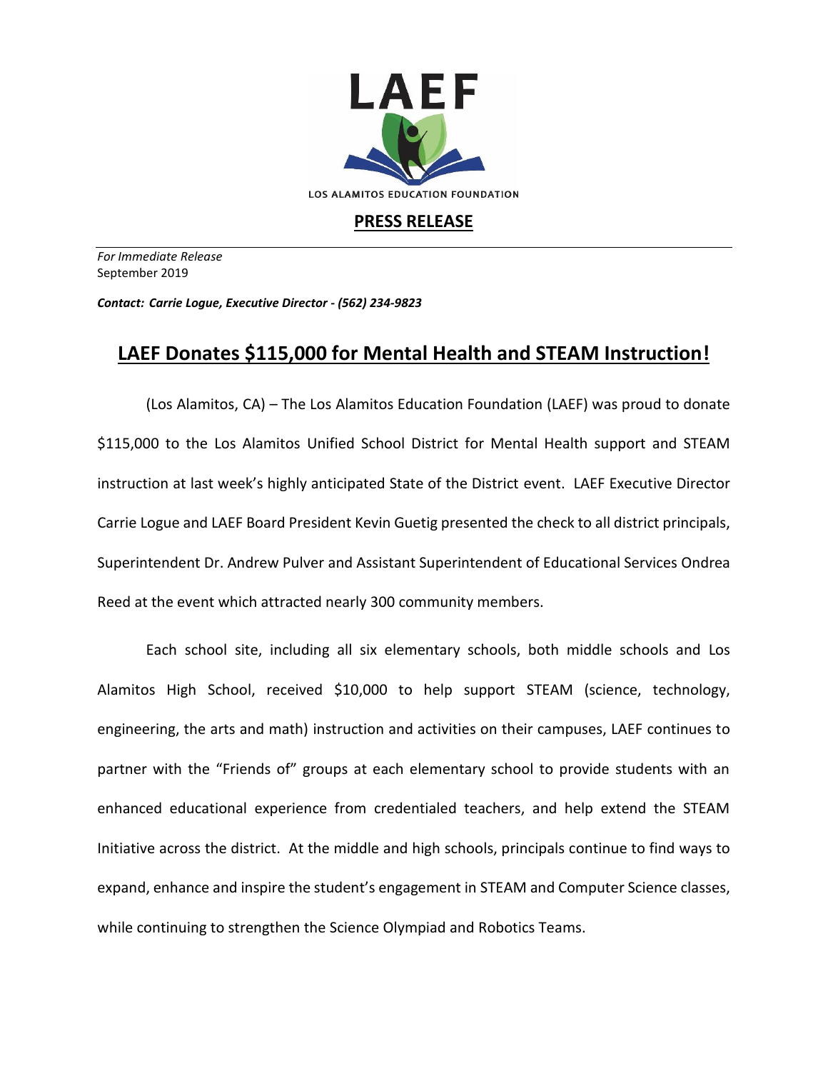LAEF

LOS ALAMITOS EDUCATION FOUNDATION

## PRESS RELEASE

*For Immediate Release*
September 2019

***Contact: Carrie Logue, Executive Director - (562) 234-9823***

# LAEF Donates $115,000 for Mental Health and STEAM Instruction!

(Los Alamitos, CA) – The Los Alamitos Education Foundation (LAEF) was proud to donate $115,000 to the Los Alamitos Unified School District for Mental Health support and STEAM instruction at last week's highly anticipated State of the District event. LAEF Executive Director Carrie Logue and LAEF Board President Kevin Guetig presented the check to all district principals, Superintendent Dr. Andrew Pulver and Assistant Superintendent of Educational Services Ondrea Reed at the event which attracted nearly 300 community members.

Each school site, including all six elementary schools, both middle schools and Los Alamitos High School, received $10,000 to help support STEAM (science, technology, engineering, the arts and math) instruction and activities on their campuses, LAEF continues to partner with the "Friends of" groups at each elementary school to provide students with an enhanced educational experience from credentialed teachers, and help extend the STEAM Initiative across the district. At the middle and high schools, principals continue to find ways to expand, enhance and inspire the student's engagement in STEAM and Computer Science classes, while continuing to strengthen the Science Olympiad and Robotics Teams.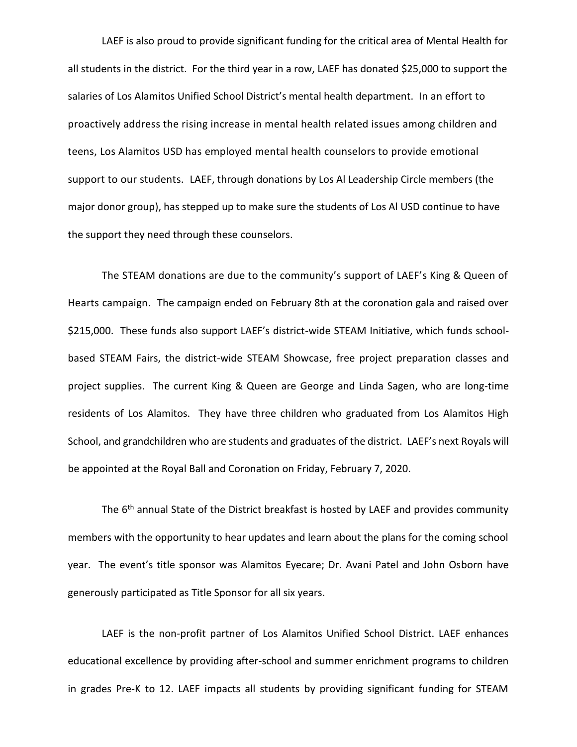LAEF is also proud to provide significant funding for the critical area of Mental Health for all students in the district. For the third year in a row, LAEF has donated $25,000 to support the salaries of Los Alamitos Unified School District's mental health department. In an effort to proactively address the rising increase in mental health related issues among children and teens, Los Alamitos USD has employed mental health counselors to provide emotional support to our students. LAEF, through donations by Los Al Leadership Circle members (the major donor group), has stepped up to make sure the students of Los Al USD continue to have the support they need through these counselors.

The STEAM donations are due to the community's support of LAEF's King & Queen of Hearts campaign. The campaign ended on February 8th at the coronation gala and raised over $215,000. These funds also support LAEF's district-wide STEAM Initiative, which funds school-based STEAM Fairs, the district-wide STEAM Showcase, free project preparation classes and project supplies. The current King & Queen are George and Linda Sagen, who are long-time residents of Los Alamitos. They have three children who graduated from Los Alamitos High School, and grandchildren who are students and graduates of the district. LAEF's next Royals will be appointed at the Royal Ball and Coronation on Friday, February 7, 2020.

The 6th annual State of the District breakfast is hosted by LAEF and provides community members with the opportunity to hear updates and learn about the plans for the coming school year. The event's title sponsor was Alamitos Eyecare; Dr. Avani Patel and John Osborn have generously participated as Title Sponsor for all six years.

LAEF is the non-profit partner of Los Alamitos Unified School District. LAEF enhances educational excellence by providing after-school and summer enrichment programs to children in grades Pre-K to 12. LAEF impacts all students by providing significant funding for STEAM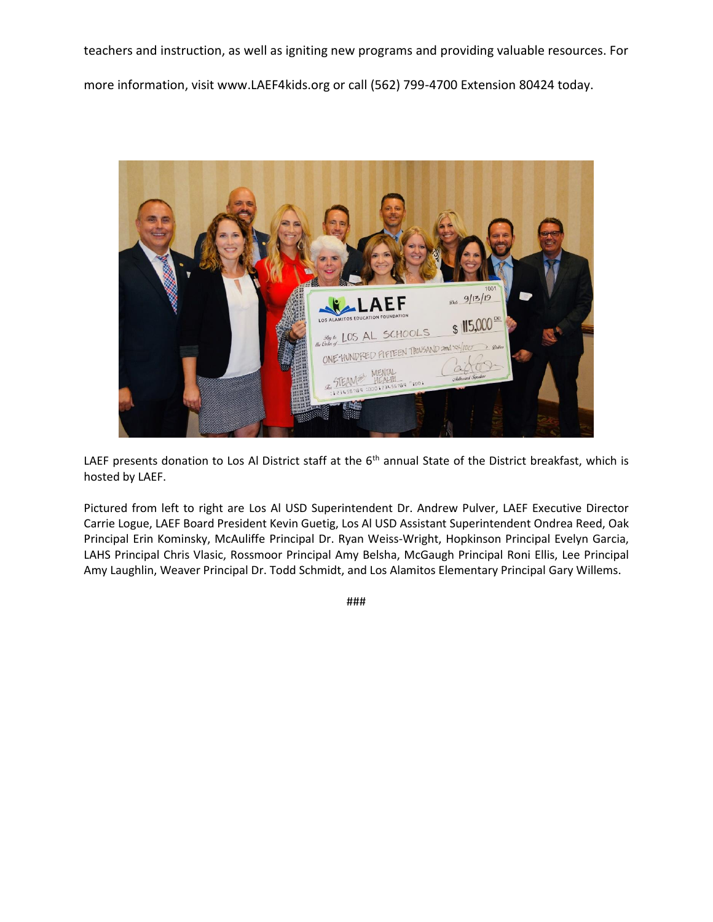teachers and instruction, as well as igniting new programs and providing valuable resources. For more information, visit www.LAEF4kids.org or call (562) 799-4700 Extension 80424 today.

LAEF presents donation to Los Al District staff at the 6th annual State of the District breakfast, which is hosted by LAEF.

Pictured from left to right are Los Al USD Superintendent Dr. Andrew Pulver, LAEF Executive Director Carrie Logue, LAEF Board President Kevin Guetig, Los Al USD Assistant Superintendent Ondrea Reed, Oak Principal Erin Kominsky, McAuliffe Principal Dr. Ryan Weiss-Wright, Hopkinson Principal Evelyn Garcia, LAHS Principal Chris Vlasic, Rossmoor Principal Amy Belsha, McGaugh Principal Roni Ellis, Lee Principal Amy Laughlin, Weaver Principal Dr. Todd Schmidt, and Los Alamitos Elementary Principal Gary Willems.

###